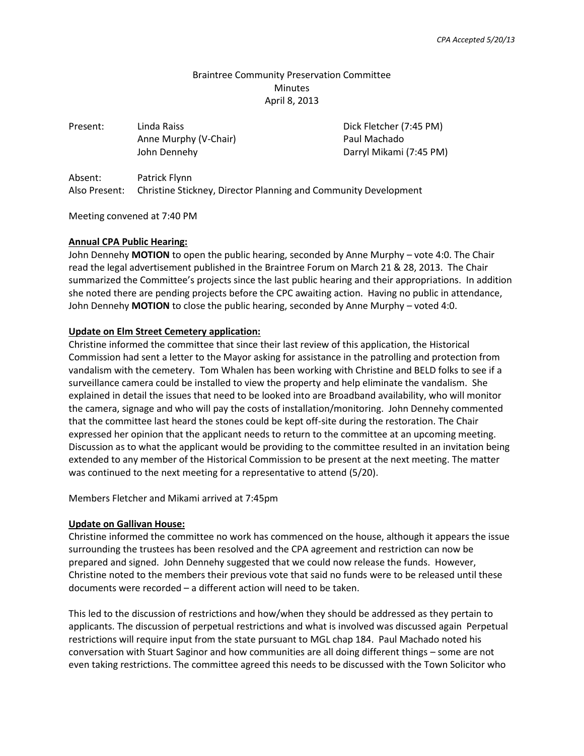*CPA Accepted 5/20/13*

Braintree Community Preservation Committee
Minutes
April 8, 2013

| Present: | Linda Raiss | Dick Fletcher (7:45 PM) |
|---|---|---|
| | Anne Murphy (V-Chair) | Paul Machado |
| | John Dennehy | Darryl Mikami (7:45 PM) |

Absent: Patrick Flynn
Also Present: Christine Stickney, Director Planning and Community Development

Meeting convened at 7:40 PM

**Annual CPA Public Hearing:**
John Dennehy **MOTION** to open the public hearing, seconded by Anne Murphy – vote 4:0. The Chair read the legal advertisement published in the Braintree Forum on March 21 & 28, 2013. The Chair summarized the Committee's projects since the last public hearing and their appropriations. In addition she noted there are pending projects before the CPC awaiting action. Having no public in attendance, John Dennehy **MOTION** to close the public hearing, seconded by Anne Murphy – voted 4:0.

**Update on Elm Street Cemetery application:**
Christine informed the committee that since their last review of this application, the Historical Commission had sent a letter to the Mayor asking for assistance in the patrolling and protection from vandalism with the cemetery. Tom Whalen has been working with Christine and BELD folks to see if a surveillance camera could be installed to view the property and help eliminate the vandalism. She explained in detail the issues that need to be looked into are Broadband availability, who will monitor the camera, signage and who will pay the costs of installation/monitoring. John Dennehy commented that the committee last heard the stones could be kept off-site during the restoration. The Chair expressed her opinion that the applicant needs to return to the committee at an upcoming meeting. Discussion as to what the applicant would be providing to the committee resulted in an invitation being extended to any member of the Historical Commission to be present at the next meeting. The matter was continued to the next meeting for a representative to attend (5/20).

Members Fletcher and Mikami arrived at 7:45pm

**Update on Gallivan House:**
Christine informed the committee no work has commenced on the house, although it appears the issue surrounding the trustees has been resolved and the CPA agreement and restriction can now be prepared and signed. John Dennehy suggested that we could now release the funds. However, Christine noted to the members their previous vote that said no funds were to be released until these documents were recorded – a different action will need to be taken.

This led to the discussion of restrictions and how/when they should be addressed as they pertain to applicants. The discussion of perpetual restrictions and what is involved was discussed again Perpetual restrictions will require input from the state pursuant to MGL chap 184. Paul Machado noted his conversation with Stuart Saginor and how communities are all doing different things – some are not even taking restrictions. The committee agreed this needs to be discussed with the Town Solicitor who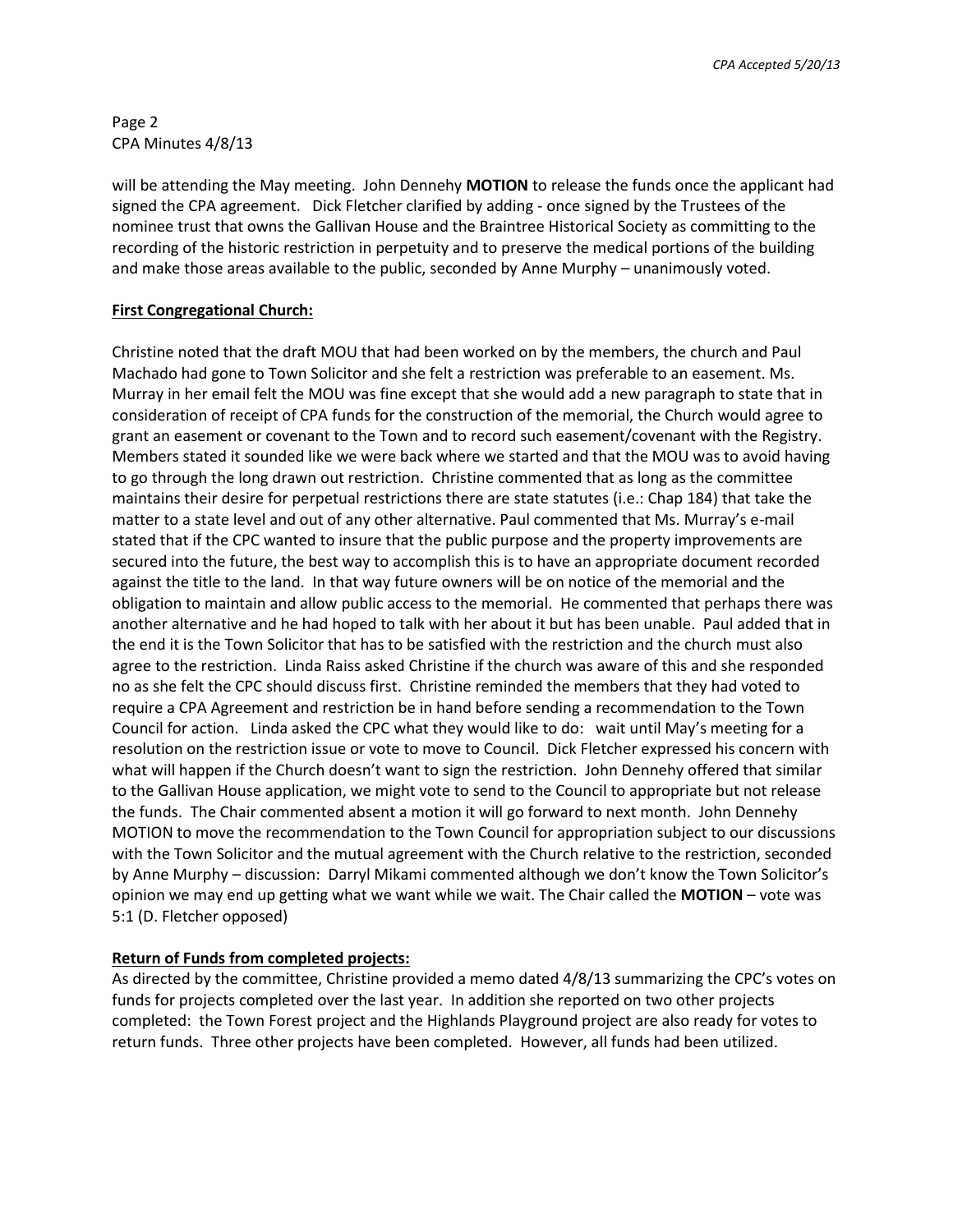will be attending the May meeting. John Dennehy **MOTION** to release the funds once the applicant had signed the CPA agreement. Dick Fletcher clarified by adding - once signed by the Trustees of the nominee trust that owns the Gallivan House and the Braintree Historical Society as committing to the recording of the historic restriction in perpetuity and to preserve the medical portions of the building and make those areas available to the public, seconded by Anne Murphy – unanimously voted.

**First Congregational Church:**

Christine noted that the draft MOU that had been worked on by the members, the church and Paul Machado had gone to Town Solicitor and she felt a restriction was preferable to an easement. Ms. Murray in her email felt the MOU was fine except that she would add a new paragraph to state that in consideration of receipt of CPA funds for the construction of the memorial, the Church would agree to grant an easement or covenant to the Town and to record such easement/covenant with the Registry. Members stated it sounded like we were back where we started and that the MOU was to avoid having to go through the long drawn out restriction. Christine commented that as long as the committee maintains their desire for perpetual restrictions there are state statutes (i.e.: Chap 184) that take the matter to a state level and out of any other alternative. Paul commented that Ms. Murray's e-mail stated that if the CPC wanted to insure that the public purpose and the property improvements are secured into the future, the best way to accomplish this is to have an appropriate document recorded against the title to the land. In that way future owners will be on notice of the memorial and the obligation to maintain and allow public access to the memorial. He commented that perhaps there was another alternative and he had hoped to talk with her about it but has been unable. Paul added that in the end it is the Town Solicitor that has to be satisfied with the restriction and the church must also agree to the restriction. Linda Raiss asked Christine if the church was aware of this and she responded no as she felt the CPC should discuss first. Christine reminded the members that they had voted to require a CPA Agreement and restriction be in hand before sending a recommendation to the Town Council for action. Linda asked the CPC what they would like to do: wait until May's meeting for a resolution on the restriction issue or vote to move to Council. Dick Fletcher expressed his concern with what will happen if the Church doesn't want to sign the restriction. John Dennehy offered that similar to the Gallivan House application, we might vote to send to the Council to appropriate but not release the funds. The Chair commented absent a motion it will go forward to next month. John Dennehy MOTION to move the recommendation to the Town Council for appropriation subject to our discussions with the Town Solicitor and the mutual agreement with the Church relative to the restriction, seconded by Anne Murphy – discussion: Darryl Mikami commented although we don't know the Town Solicitor's opinion we may end up getting what we want while we wait. The Chair called the **MOTION** – vote was 5:1 (D. Fletcher opposed)

**Return of Funds from completed projects:**

As directed by the committee, Christine provided a memo dated 4/8/13 summarizing the CPC's votes on funds for projects completed over the last year. In addition she reported on two other projects completed: the Town Forest project and the Highlands Playground project are also ready for votes to return funds. Three other projects have been completed. However, all funds had been utilized.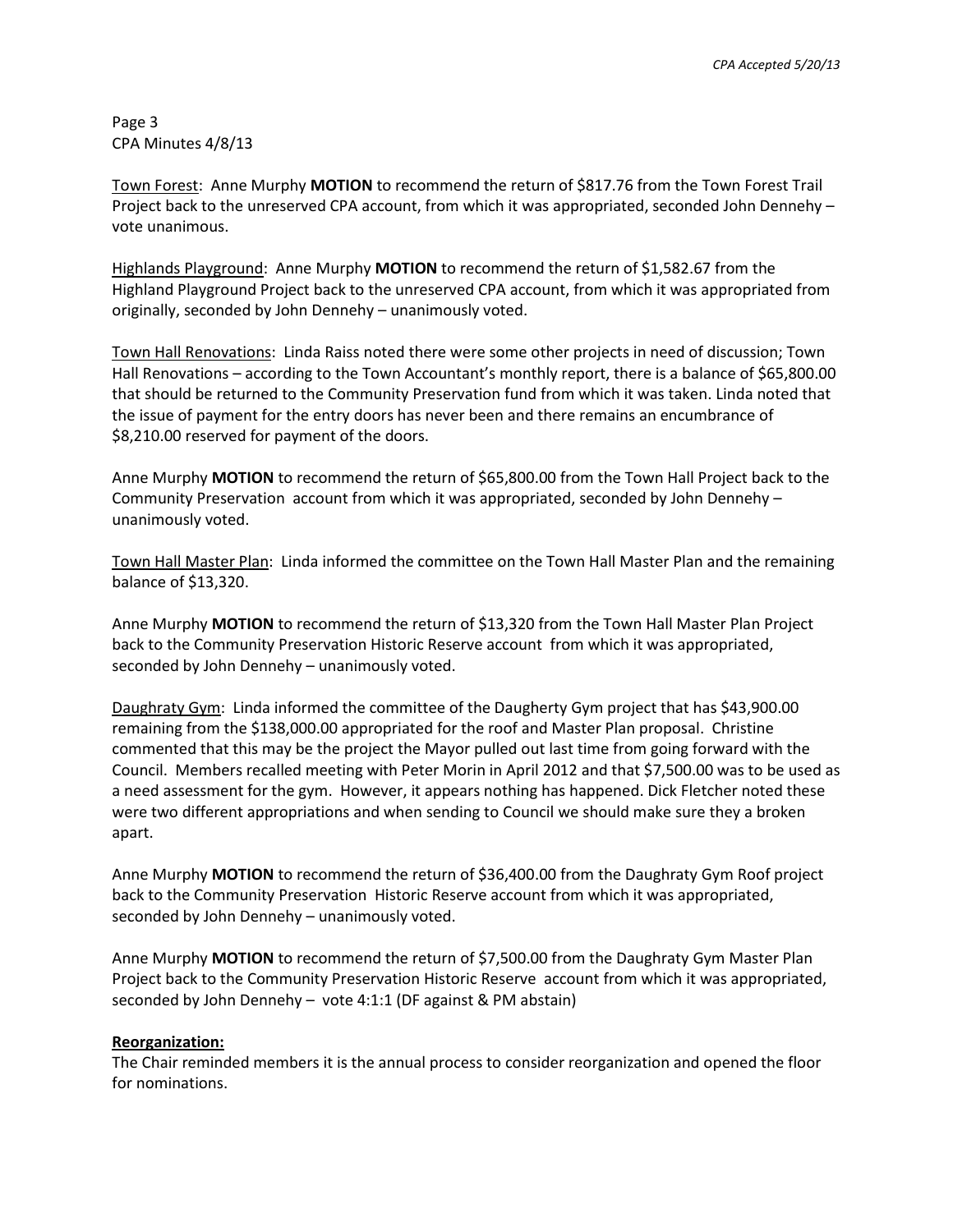Page 3
CPA Minutes 4/8/13

Town Forest: Anne Murphy **MOTION** to recommend the return of $817.76 from the Town Forest Trail Project back to the unreserved CPA account, from which it was appropriated, seconded John Dennehy – vote unanimous.

Highlands Playground: Anne Murphy **MOTION** to recommend the return of $1,582.67 from the Highland Playground Project back to the unreserved CPA account, from which it was appropriated from originally, seconded by John Dennehy – unanimously voted.

Town Hall Renovations: Linda Raiss noted there were some other projects in need of discussion; Town Hall Renovations – according to the Town Accountant's monthly report, there is a balance of $65,800.00 that should be returned to the Community Preservation fund from which it was taken. Linda noted that the issue of payment for the entry doors has never been and there remains an encumbrance of $8,210.00 reserved for payment of the doors.

Anne Murphy **MOTION** to recommend the return of $65,800.00 from the Town Hall Project back to the Community Preservation account from which it was appropriated, seconded by John Dennehy – unanimously voted.

Town Hall Master Plan: Linda informed the committee on the Town Hall Master Plan and the remaining balance of $13,320.

Anne Murphy **MOTION** to recommend the return of $13,320 from the Town Hall Master Plan Project back to the Community Preservation Historic Reserve account from which it was appropriated, seconded by John Dennehy – unanimously voted.

Daughraty Gym: Linda informed the committee of the Daugherty Gym project that has $43,900.00 remaining from the $138,000.00 appropriated for the roof and Master Plan proposal. Christine commented that this may be the project the Mayor pulled out last time from going forward with the Council. Members recalled meeting with Peter Morin in April 2012 and that $7,500.00 was to be used as a need assessment for the gym. However, it appears nothing has happened. Dick Fletcher noted these were two different appropriations and when sending to Council we should make sure they a broken apart.

Anne Murphy **MOTION** to recommend the return of $36,400.00 from the Daughraty Gym Roof project back to the Community Preservation Historic Reserve account from which it was appropriated, seconded by John Dennehy – unanimously voted.

Anne Murphy **MOTION** to recommend the return of $7,500.00 from the Daughraty Gym Master Plan Project back to the Community Preservation Historic Reserve account from which it was appropriated, seconded by John Dennehy – vote 4:1:1 (DF against & PM abstain)

**Reorganization:**

The Chair reminded members it is the annual process to consider reorganization and opened the floor for nominations.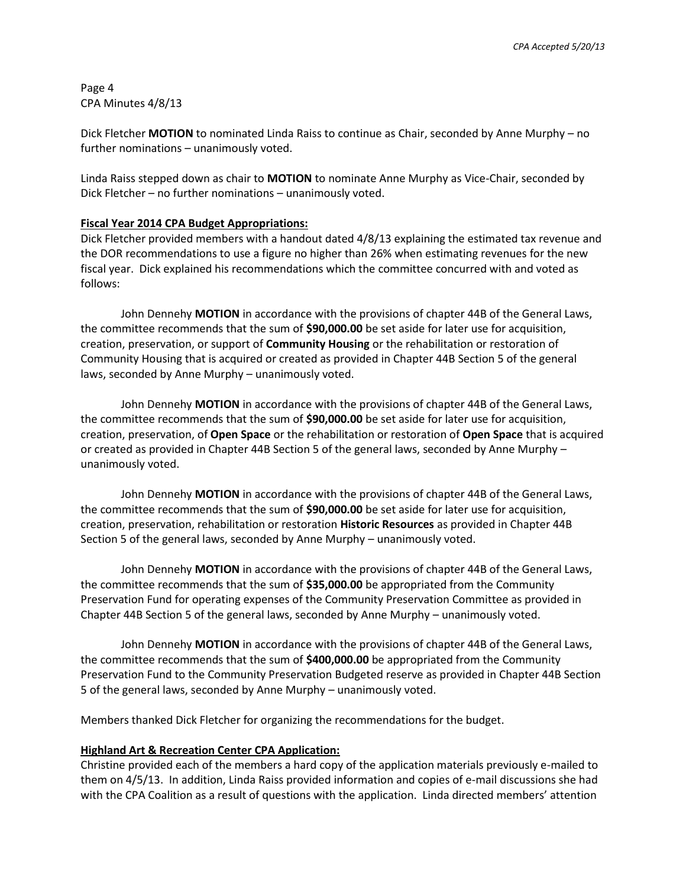Page 4
CPA Minutes 4/8/13

Dick Fletcher **MOTION** to nominated Linda Raiss to continue as Chair, seconded by Anne Murphy – no further nominations – unanimously voted.

Linda Raiss stepped down as chair to **MOTION** to nominate Anne Murphy as Vice-Chair, seconded by Dick Fletcher – no further nominations – unanimously voted.

**Fiscal Year 2014 CPA Budget Appropriations:**

Dick Fletcher provided members with a handout dated 4/8/13 explaining the estimated tax revenue and the DOR recommendations to use a figure no higher than 26% when estimating revenues for the new fiscal year. Dick explained his recommendations which the committee concurred with and voted as follows:

John Dennehy **MOTION** in accordance with the provisions of chapter 44B of the General Laws, the committee recommends that the sum of **$90,000.00** be set aside for later use for acquisition, creation, preservation, or support of **Community Housing** or the rehabilitation or restoration of Community Housing that is acquired or created as provided in Chapter 44B Section 5 of the general laws, seconded by Anne Murphy – unanimously voted.

John Dennehy **MOTION** in accordance with the provisions of chapter 44B of the General Laws, the committee recommends that the sum of **$90,000.00** be set aside for later use for acquisition, creation, preservation, of **Open Space** or the rehabilitation or restoration of **Open Space** that is acquired or created as provided in Chapter 44B Section 5 of the general laws, seconded by Anne Murphy – unanimously voted.

John Dennehy **MOTION** in accordance with the provisions of chapter 44B of the General Laws, the committee recommends that the sum of **$90,000.00** be set aside for later use for acquisition, creation, preservation, rehabilitation or restoration **Historic Resources** as provided in Chapter 44B Section 5 of the general laws, seconded by Anne Murphy – unanimously voted.

John Dennehy **MOTION** in accordance with the provisions of chapter 44B of the General Laws, the committee recommends that the sum of **$35,000.00** be appropriated from the Community Preservation Fund for operating expenses of the Community Preservation Committee as provided in Chapter 44B Section 5 of the general laws, seconded by Anne Murphy – unanimously voted.

John Dennehy **MOTION** in accordance with the provisions of chapter 44B of the General Laws, the committee recommends that the sum of **$400,000.00** be appropriated from the Community Preservation Fund to the Community Preservation Budgeted reserve as provided in Chapter 44B Section 5 of the general laws, seconded by Anne Murphy – unanimously voted.

Members thanked Dick Fletcher for organizing the recommendations for the budget.

**Highland Art & Recreation Center CPA Application:**

Christine provided each of the members a hard copy of the application materials previously e-mailed to them on 4/5/13. In addition, Linda Raiss provided information and copies of e-mail discussions she had with the CPA Coalition as a result of questions with the application. Linda directed members' attention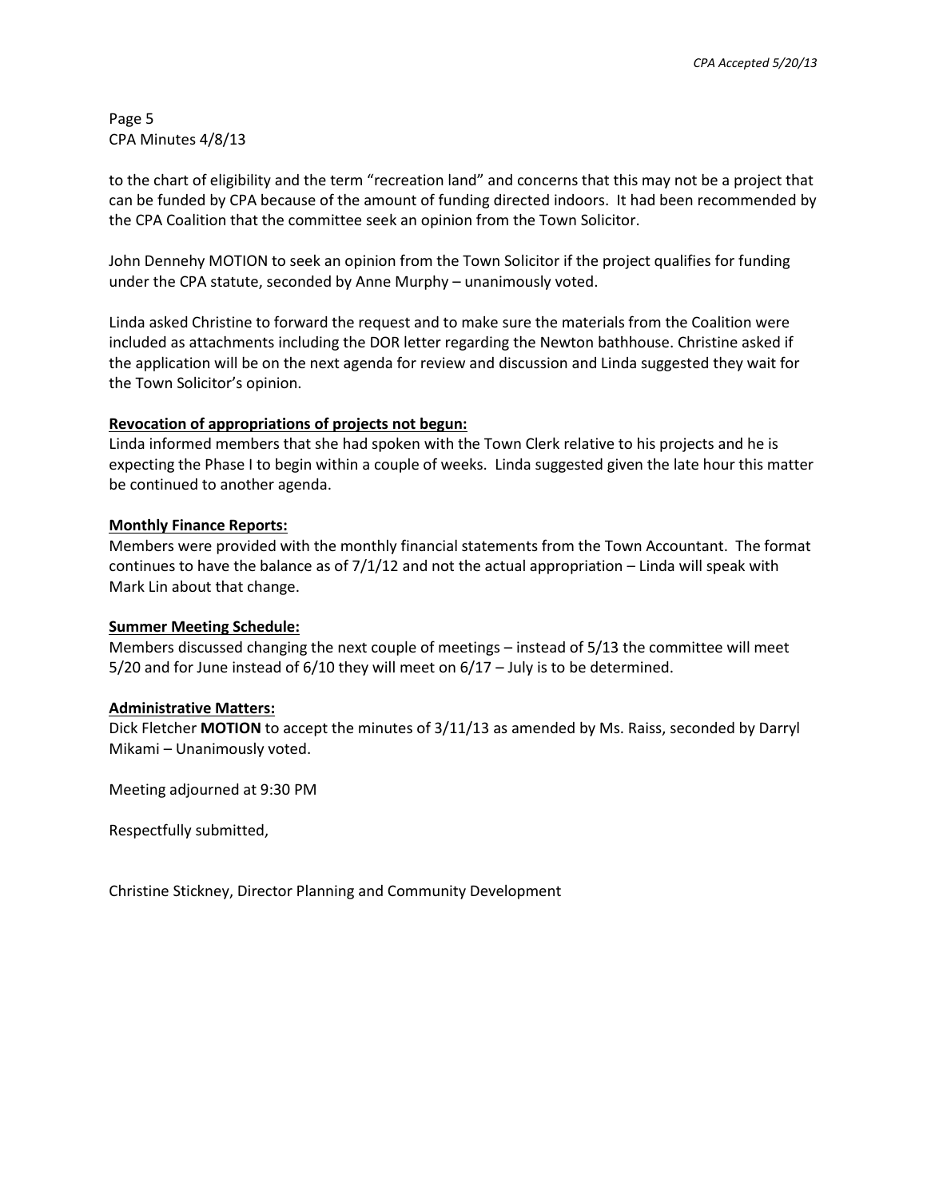to the chart of eligibility and the term "recreation land" and concerns that this may not be a project that can be funded by CPA because of the amount of funding directed indoors. It had been recommended by the CPA Coalition that the committee seek an opinion from the Town Solicitor.

John Dennehy MOTION to seek an opinion from the Town Solicitor if the project qualifies for funding under the CPA statute, seconded by Anne Murphy – unanimously voted.

Linda asked Christine to forward the request and to make sure the materials from the Coalition were included as attachments including the DOR letter regarding the Newton bathhouse. Christine asked if the application will be on the next agenda for review and discussion and Linda suggested they wait for the Town Solicitor's opinion.

**Revocation of appropriations of projects not begun:**

Linda informed members that she had spoken with the Town Clerk relative to his projects and he is expecting the Phase I to begin within a couple of weeks. Linda suggested given the late hour this matter be continued to another agenda.

**Monthly Finance Reports:**

Members were provided with the monthly financial statements from the Town Accountant. The format continues to have the balance as of 7/1/12 and not the actual appropriation – Linda will speak with Mark Lin about that change.

**Summer Meeting Schedule:**

Members discussed changing the next couple of meetings – instead of 5/13 the committee will meet 5/20 and for June instead of 6/10 they will meet on 6/17 – July is to be determined.

**Administrative Matters:**

Dick Fletcher **MOTION** to accept the minutes of 3/11/13 as amended by Ms. Raiss, seconded by Darryl Mikami – Unanimously voted.

Meeting adjourned at 9:30 PM

Respectfully submitted,

Christine Stickney, Director Planning and Community Development